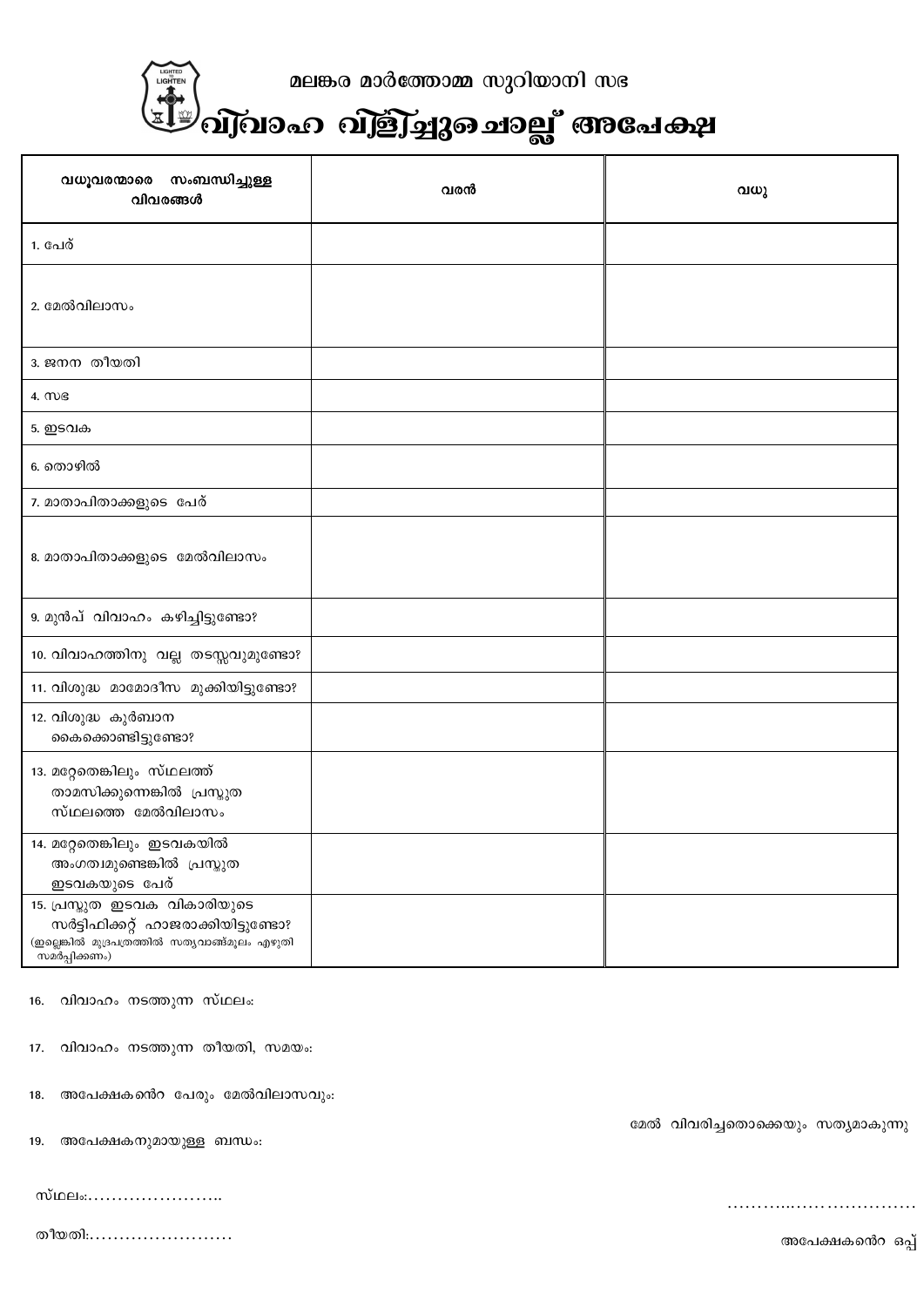# മലങ്കര മാർത്തോമ്മ സുറിയാനി സഭ

## വിവാഹ വിളിച്ചുചൊല്ല് അപേക്ഷ

| വധൂവരന്മാരെ സംബന്ധിച്ചുള്ള വിവരങ്ങൾ | വരൻ | വധു |
|---|---|---|
| 1. പേര് | | |
| 2. മേൽവിലാസം | | |
| 3. ജനന തീയതി | | |
| 4. സഭ | | |
| 5. ഇടവക | | |
| 6. തൊഴിൽ | | |
| 7. മാതാപിതാക്കളുടെ പേര് | | |
| 8. മാതാപിതാക്കളുടെ മേൽവിലാസം | | |
| 9. മുൻപ് വിവാഹം കഴിച്ചിട്ടുണ്ടോ? | | |
| 10. വിവാഹത്തിനു വല്ല തടസ്സവുമുണ്ടോ? | | |
| 11. വിശുദ്ധ മാമോദീസ മുക്കിയിട്ടുണ്ടോ? | | |
| 12. വിശുദ്ധ കുർബാന കൈക്കൊണ്ടിട്ടുണ്ടോ? | | |
| 13. മറ്റേതെങ്കിലും സ്ഥലത്ത് താമസിക്കുന്നെങ്കിൽ പ്രസ്തുത സ്ഥലത്തെ മേൽവിലാസം | | |
| 14. മറ്റേതെങ്കിലും ഇടവകയിൽ അംഗത്വമുണ്ടെങ്കിൽ പ്രസ്തുത ഇടവകയുടെ പേര് | | |
| 15. പ്രസ്തുത ഇടവക വികാരിയുടെ സർട്ടിഫിക്കറ്റ് ഹാജരാക്കിയിട്ടുണ്ടോ? (ഇല്ലെങ്കിൽ മുദ്രപത്രത്തിൽ സത്യവാങ്മൂലം എഴുതി സമർപ്പിക്കണം) | | |

16. വിവാഹം നടത്തുന്ന സ്ഥലം:

17. വിവാഹം നടത്തുന്ന തീയതി, സമയം:

18. അപേക്ഷകൻെറ പേരും മേൽവിലാസവും:

19. അപേക്ഷകനുമായുള്ള ബന്ധം:

മേൽ വിവരിച്ചതൊക്കെയും സത്യമാകുന്നു

സ്ഥലം:.......................

തീയതി:........................

...............................

അപേക്ഷകൻെറ ഒപ്പ്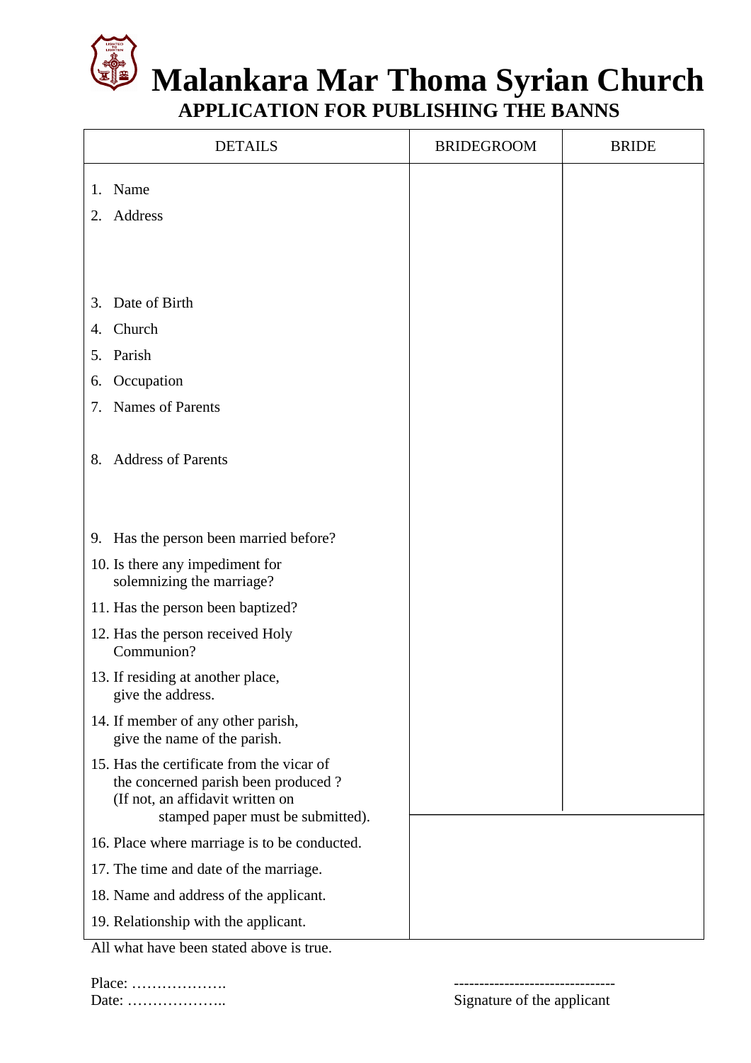# Malankara Mar Thoma Syrian Church

## APPLICATION FOR PUBLISHING THE BANNS

| DETAILS | BRIDEGROOM | BRIDE |
| --- | --- | --- |
| 1. Name | | |
| 2. Address | | |
| 3. Date of Birth | | |
| 4. Church | | |
| 5. Parish | | |
| 6. Occupation | | |
| 7. Names of Parents | | |
| 8. Address of Parents | | |
| 9. Has the person been married before? | | |
| 10. Is there any impediment for solemnizing the marriage? | | |
| 11. Has the person been baptized? | | |
| 12. Has the person received Holy Communion? | | |
| 13. If residing at another place, give the address. | | |
| 14. If member of any other parish, give the name of the parish. | | |
| 15. Has the certificate from the vicar of the concerned parish been produced ? (If not, an affidavit written on stamped paper must be submitted). | | |
| 16. Place where marriage is to be conducted. | | |
| 17. The time and date of the marriage. | | |
| 18. Name and address of the applicant. | | |
| 19. Relationship with the applicant. | | |

All what have been stated above is true.

Place: ……………….

Date: ………………..

--------------------------------

Signature of the applicant